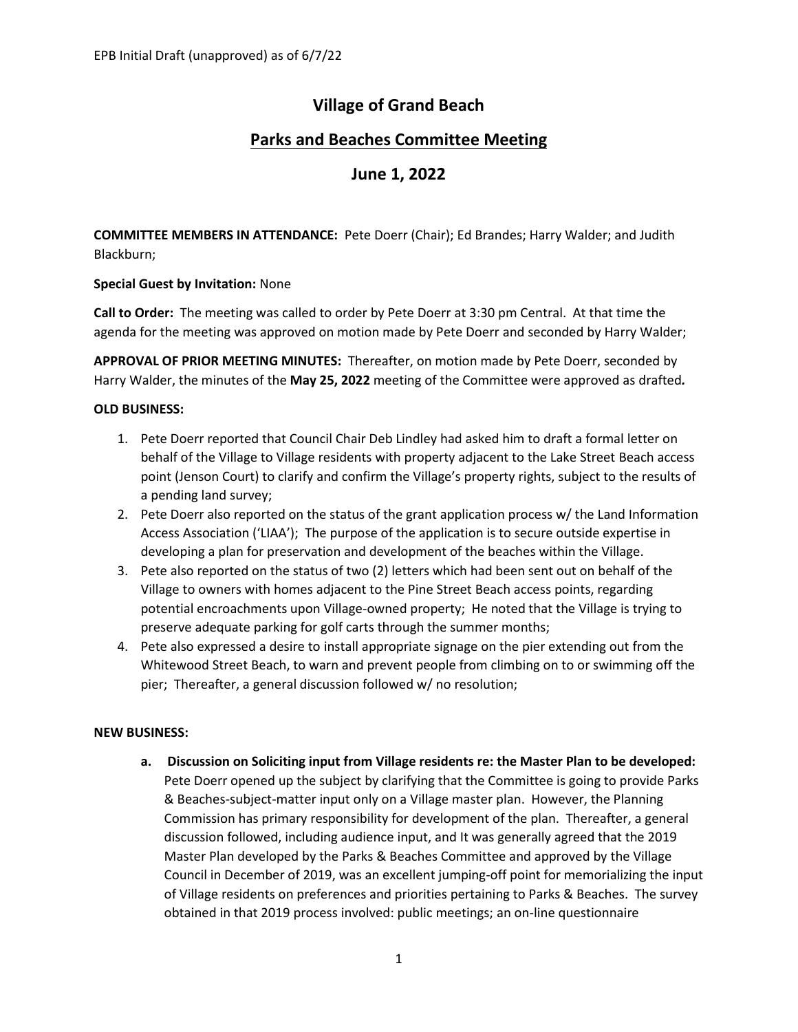EPB Initial Draft (unapproved) as of 6/7/22

# Village of Grand Beach

## Parks and Beaches Committee Meeting

## June 1, 2022

**COMMITTEE MEMBERS IN ATTENDANCE:** Pete Doerr (Chair); Ed Brandes; Harry Walder; and Judith Blackburn;

**Special Guest by Invitation:** None

**Call to Order:** The meeting was called to order by Pete Doerr at 3:30 pm Central. At that time the agenda for the meeting was approved on motion made by Pete Doerr and seconded by Harry Walder;

**APPROVAL OF PRIOR MEETING MINUTES:** Thereafter, on motion made by Pete Doerr, seconded by Harry Walder, the minutes of the **May 25, 2022** meeting of the Committee were approved as drafted***.***

**OLD BUSINESS:**

1. Pete Doerr reported that Council Chair Deb Lindley had asked him to draft a formal letter on behalf of the Village to Village residents with property adjacent to the Lake Street Beach access point (Jenson Court) to clarify and confirm the Village's property rights, subject to the results of a pending land survey;
2. Pete Doerr also reported on the status of the grant application process w/ the Land Information Access Association ('LIAA'); The purpose of the application is to secure outside expertise in developing a plan for preservation and development of the beaches within the Village.
3. Pete also reported on the status of two (2) letters which had been sent out on behalf of the Village to owners with homes adjacent to the Pine Street Beach access points, regarding potential encroachments upon Village-owned property; He noted that the Village is trying to preserve adequate parking for golf carts through the summer months;
4. Pete also expressed a desire to install appropriate signage on the pier extending out from the Whitewood Street Beach, to warn and prevent people from climbing on to or swimming off the pier; Thereafter, a general discussion followed w/ no resolution;

**NEW BUSINESS:**

**a. Discussion on Soliciting input from Village residents re: the Master Plan to be developed:** Pete Doerr opened up the subject by clarifying that the Committee is going to provide Parks & Beaches-subject-matter input only on a Village master plan. However, the Planning Commission has primary responsibility for development of the plan. Thereafter, a general discussion followed, including audience input, and It was generally agreed that the 2019 Master Plan developed by the Parks & Beaches Committee and approved by the Village Council in December of 2019, was an excellent jumping-off point for memorializing the input of Village residents on preferences and priorities pertaining to Parks & Beaches. The survey obtained in that 2019 process involved: public meetings; an on-line questionnaire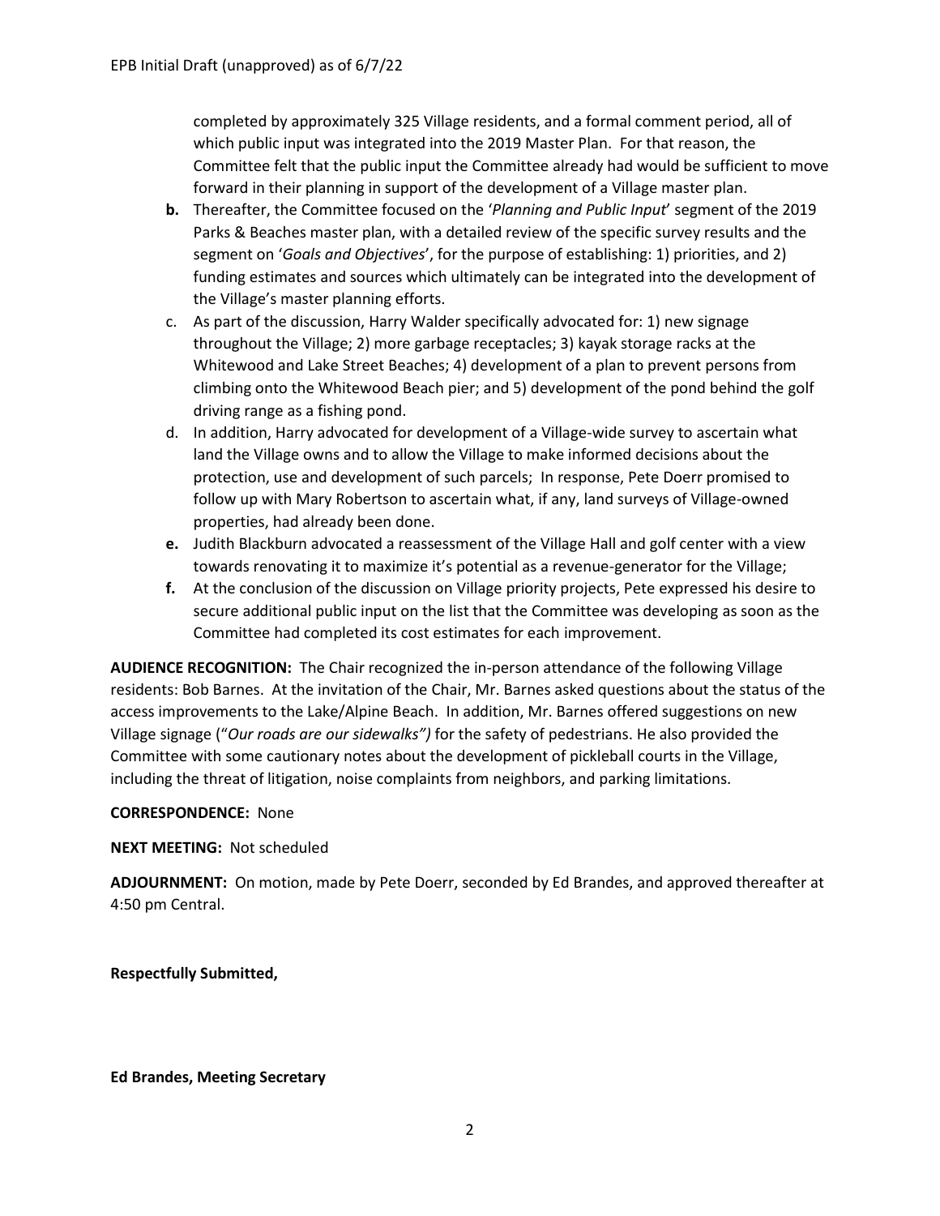completed by approximately 325 Village residents, and a formal comment period, all of which public input was integrated into the 2019 Master Plan. For that reason, the Committee felt that the public input the Committee already had would be sufficient to move forward in their planning in support of the development of a Village master plan.

- **b.** Thereafter, the Committee focused on the '*Planning and Public Input*' segment of the 2019 Parks & Beaches master plan, with a detailed review of the specific survey results and the segment on '*Goals and Objectives*', for the purpose of establishing: 1) priorities, and 2) funding estimates and sources which ultimately can be integrated into the development of the Village's master planning efforts.
- c. As part of the discussion, Harry Walder specifically advocated for: 1) new signage throughout the Village; 2) more garbage receptacles; 3) kayak storage racks at the Whitewood and Lake Street Beaches; 4) development of a plan to prevent persons from climbing onto the Whitewood Beach pier; and 5) development of the pond behind the golf driving range as a fishing pond.
- d. In addition, Harry advocated for development of a Village-wide survey to ascertain what land the Village owns and to allow the Village to make informed decisions about the protection, use and development of such parcels; In response, Pete Doerr promised to follow up with Mary Robertson to ascertain what, if any, land surveys of Village-owned properties, had already been done.
- **e.** Judith Blackburn advocated a reassessment of the Village Hall and golf center with a view towards renovating it to maximize it's potential as a revenue-generator for the Village;
- **f.** At the conclusion of the discussion on Village priority projects, Pete expressed his desire to secure additional public input on the list that the Committee was developing as soon as the Committee had completed its cost estimates for each improvement.

**AUDIENCE RECOGNITION:** The Chair recognized the in-person attendance of the following Village residents: Bob Barnes. At the invitation of the Chair, Mr. Barnes asked questions about the status of the access improvements to the Lake/Alpine Beach. In addition, Mr. Barnes offered suggestions on new Village signage ("*Our roads are our sidewalks")* for the safety of pedestrians. He also provided the Committee with some cautionary notes about the development of pickleball courts in the Village, including the threat of litigation, noise complaints from neighbors, and parking limitations.

**CORRESPONDENCE:** None

**NEXT MEETING:** Not scheduled

**ADJOURNMENT:** On motion, made by Pete Doerr, seconded by Ed Brandes, and approved thereafter at 4:50 pm Central.

**Respectfully Submitted,**

**Ed Brandes, Meeting Secretary**